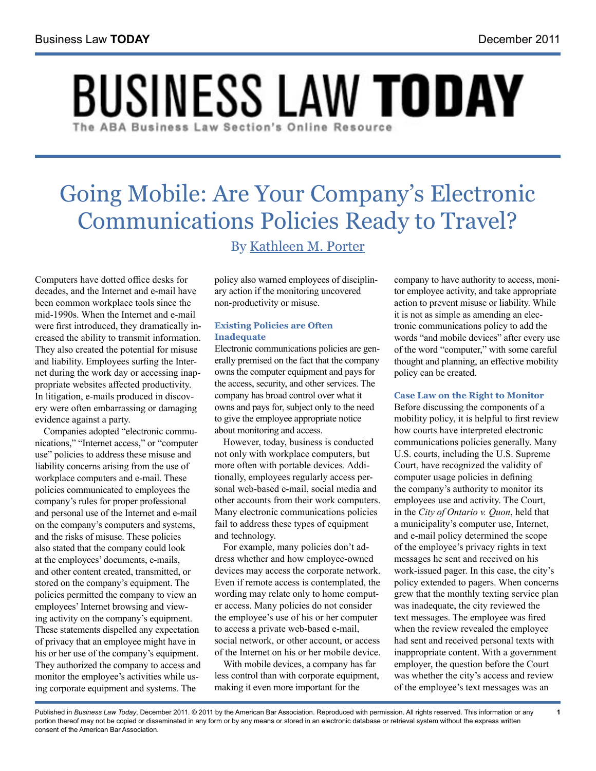# BUSINESS LAW TODAY

The ABA Business Law Section's Online Resource

# Going Mobile: Are Your Company's Electronic Communications Policies Ready to Travel?

By Kathleen M. Porter

Computers have dotted office desks for decades, and the Internet and e-mail have been common workplace tools since the mid-1990s. When the Internet and e-mail were first introduced, they dramatically increased the ability to transmit information. They also created the potential for misuse and liability. Employees surfing the Internet during the work day or accessing inappropriate websites affected productivity. In litigation, e-mails produced in discovery were often embarrassing or damaging evidence against a party.

Companies adopted "electronic communications," "Internet access," or "computer use" policies to address these misuse and liability concerns arising from the use of workplace computers and e-mail. These policies communicated to employees the company's rules for proper professional and personal use of the Internet and e-mail on the company's computers and systems, and the risks of misuse. These policies also stated that the company could look at the employees' documents, e-mails, and other content created, transmitted, or stored on the company's equipment. The policies permitted the company to view an employees' Internet browsing and viewing activity on the company's equipment. These statements dispelled any expectation of privacy that an employee might have in his or her use of the company's equipment. They authorized the company to access and monitor the employee's activities while using corporate equipment and systems. The policy also warned employees of disciplinary action if the monitoring uncovered non-productivity or misuse.

### Existing Policies are Often Inadequate

Electronic communications policies are generally premised on the fact that the company owns the computer equipment and pays for the access, security, and other services. The company has broad control over what it owns and pays for, subject only to the need to give the employee appropriate notice about monitoring and access.

However, today, business is conducted not only with workplace computers, but more often with portable devices. Additionally, employees regularly access personal web-based e-mail, social media and other accounts from their work computers. Many electronic communications policies fail to address these types of equipment and technology.

For example, many policies don't address whether and how employee-owned devices may access the corporate network. Even if remote access is contemplated, the wording may relate only to home computer access. Many policies do not consider the employee's use of his or her computer to access a private web-based e-mail, social network, or other account, or access of the Internet on his or her mobile device.

With mobile devices, a company has far less control than with corporate equipment, making it even more important for the company to have authority to access, monitor employee activity, and take appropriate action to prevent misuse or liability. While it is not as simple as amending an electronic communications policy to add the words "and mobile devices" after every use of the word "computer," with some careful thought and planning, an effective mobility policy can be created.

### Case Law on the Right to Monitor

Before discussing the components of a mobility policy, it is helpful to first review how courts have interpreted electronic communications policies generally. Many U.S. courts, including the U.S. Supreme Court, have recognized the validity of computer usage policies in defining the company's authority to monitor its employees use and activity. The Court, in the *City of Ontario v. Quon*, held that a municipality's computer use, Internet, and e-mail policy determined the scope of the employee's privacy rights in text messages he sent and received on his work-issued pager. In this case, the city's policy extended to pagers. When concerns grew that the monthly texting service plan was inadequate, the city reviewed the text messages. The employee was fired when the review revealed the employee had sent and received personal texts with inappropriate content. With a government employer, the question before the Court was whether the city's access and review of the employee's text messages was an

Published in *Business Law Today*, December 2011. © 2011 by the American Bar Association. Reproduced with permission. All rights reserved. This information or any portion thereof may not be copied or disseminated in any form or by any means or stored in an electronic database or retrieval system without the express written consent of the American Bar Association.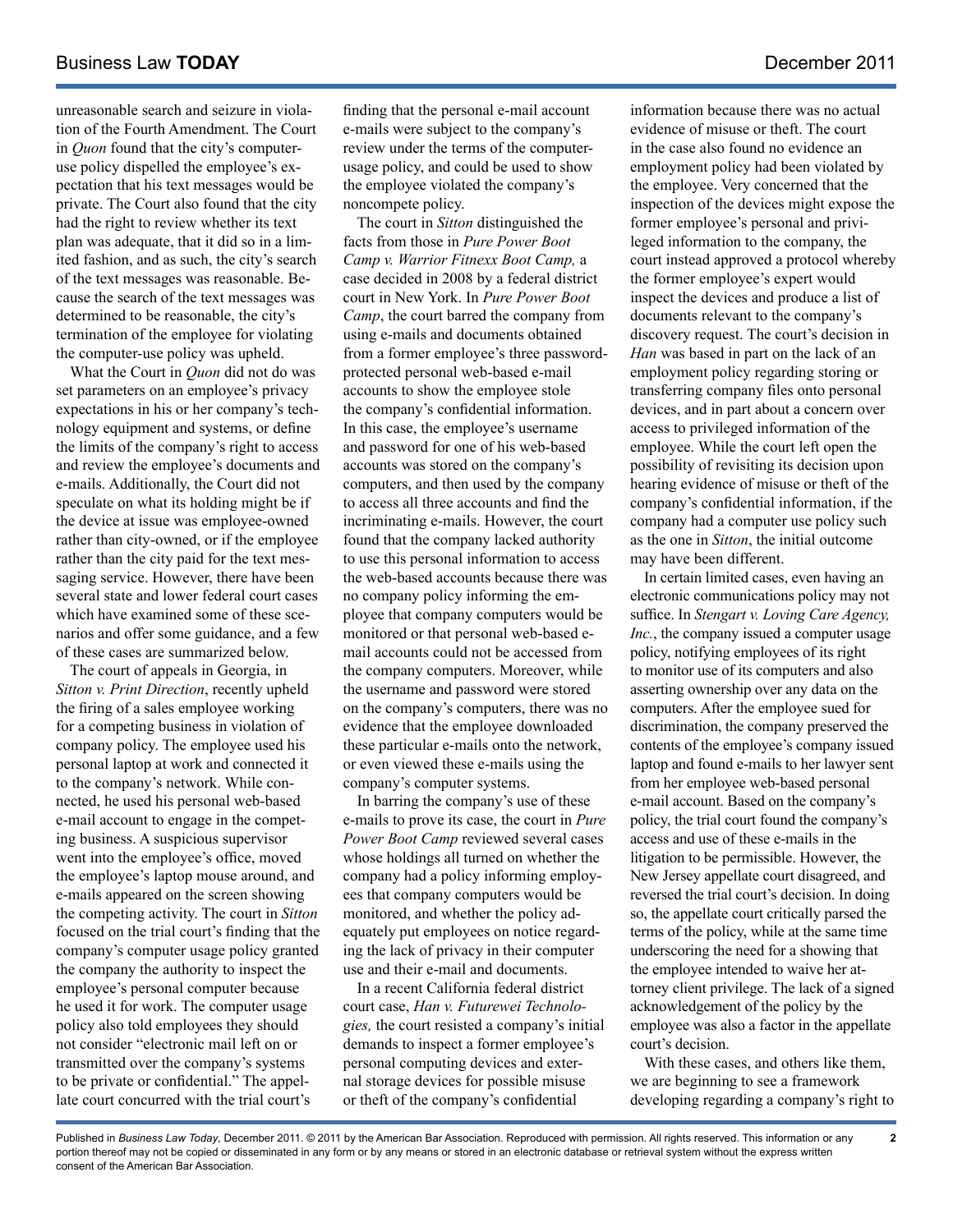unreasonable search and seizure in violation of the Fourth Amendment. The Court in *Quon* found that the city's computer-use policy dispelled the employee's expectation that his text messages would be private. The Court also found that the city had the right to review whether its text plan was adequate, that it did so in a limited fashion, and as such, the city's search of the text messages was reasonable. Because the search of the text messages was determined to be reasonable, the city's termination of the employee for violating the computer-use policy was upheld.

What the Court in *Quon* did not do was set parameters on an employee's privacy expectations in his or her company's technology equipment and systems, or define the limits of the company's right to access and review the employee's documents and e-mails. Additionally, the Court did not speculate on what its holding might be if the device at issue was employee-owned rather than city-owned, or if the employee rather than the city paid for the text messaging service. However, there have been several state and lower federal court cases which have examined some of these scenarios and offer some guidance, and a few of these cases are summarized below.

The court of appeals in Georgia, in *Sitton v. Print Direction*, recently upheld the firing of a sales employee working for a competing business in violation of company policy. The employee used his personal laptop at work and connected it to the company's network. While connected, he used his personal web-based e-mail account to engage in the competing business. A suspicious supervisor went into the employee's office, moved the employee's laptop mouse around, and e-mails appeared on the screen showing the competing activity. The court in *Sitton* focused on the trial court's finding that the company's computer usage policy granted the company the authority to inspect the employee's personal computer because he used it for work. The computer usage policy also told employees they should not consider "electronic mail left on or transmitted over the company's systems to be private or confidential." The appellate court concurred with the trial court's finding that the personal e-mail account e-mails were subject to the company's review under the terms of the computer-usage policy, and could be used to show the employee violated the company's noncompete policy.

The court in *Sitton* distinguished the facts from those in *Pure Power Boot Camp v. Warrior Fitnexx Boot Camp,* a case decided in 2008 by a federal district court in New York. In *Pure Power Boot Camp*, the court barred the company from using e-mails and documents obtained from a former employee's three password-protected personal web-based e-mail accounts to show the employee stole the company's confidential information. In this case, the employee's username and password for one of his web-based accounts was stored on the company's computers, and then used by the company to access all three accounts and find the incriminating e-mails. However, the court found that the company lacked authority to use this personal information to access the web-based accounts because there was no company policy informing the employee that company computers would be monitored or that personal web-based e-mail accounts could not be accessed from the company computers. Moreover, while the username and password were stored on the company's computers, there was no evidence that the employee downloaded these particular e-mails onto the network, or even viewed these e-mails using the company's computer systems.

In barring the company's use of these e-mails to prove its case, the court in *Pure Power Boot Camp* reviewed several cases whose holdings all turned on whether the company had a policy informing employees that company computers would be monitored, and whether the policy adequately put employees on notice regarding the lack of privacy in their computer use and their e-mail and documents.

In a recent California federal district court case, *Han v. Futurewei Technologies,* the court resisted a company's initial demands to inspect a former employee's personal computing devices and external storage devices for possible misuse or theft of the company's confidential information because there was no actual evidence of misuse or theft. The court in the case also found no evidence an employment policy had been violated by the employee. Very concerned that the inspection of the devices might expose the former employee's personal and privileged information to the company, the court instead approved a protocol whereby the former employee's expert would inspect the devices and produce a list of documents relevant to the company's discovery request. The court's decision in *Han* was based in part on the lack of an employment policy regarding storing or transferring company files onto personal devices, and in part about a concern over access to privileged information of the employee. While the court left open the possibility of revisiting its decision upon hearing evidence of misuse or theft of the company's confidential information, if the company had a computer use policy such as the one in *Sitton*, the initial outcome may have been different.

In certain limited cases, even having an electronic communications policy may not suffice. In *Stengart v. Loving Care Agency, Inc.*, the company issued a computer usage policy, notifying employees of its right to monitor use of its computers and also asserting ownership over any data on the computers. After the employee sued for discrimination, the company preserved the contents of the employee's company issued laptop and found e-mails to her lawyer sent from her employee web-based personal e-mail account. Based on the company's policy, the trial court found the company's access and use of these e-mails in the litigation to be permissible. However, the New Jersey appellate court disagreed, and reversed the trial court's decision. In doing so, the appellate court critically parsed the terms of the policy, while at the same time underscoring the need for a showing that the employee intended to waive her attorney client privilege. The lack of a signed acknowledgement of the policy by the employee was also a factor in the appellate court's decision.

With these cases, and others like them, we are beginning to see a framework developing regarding a company's right to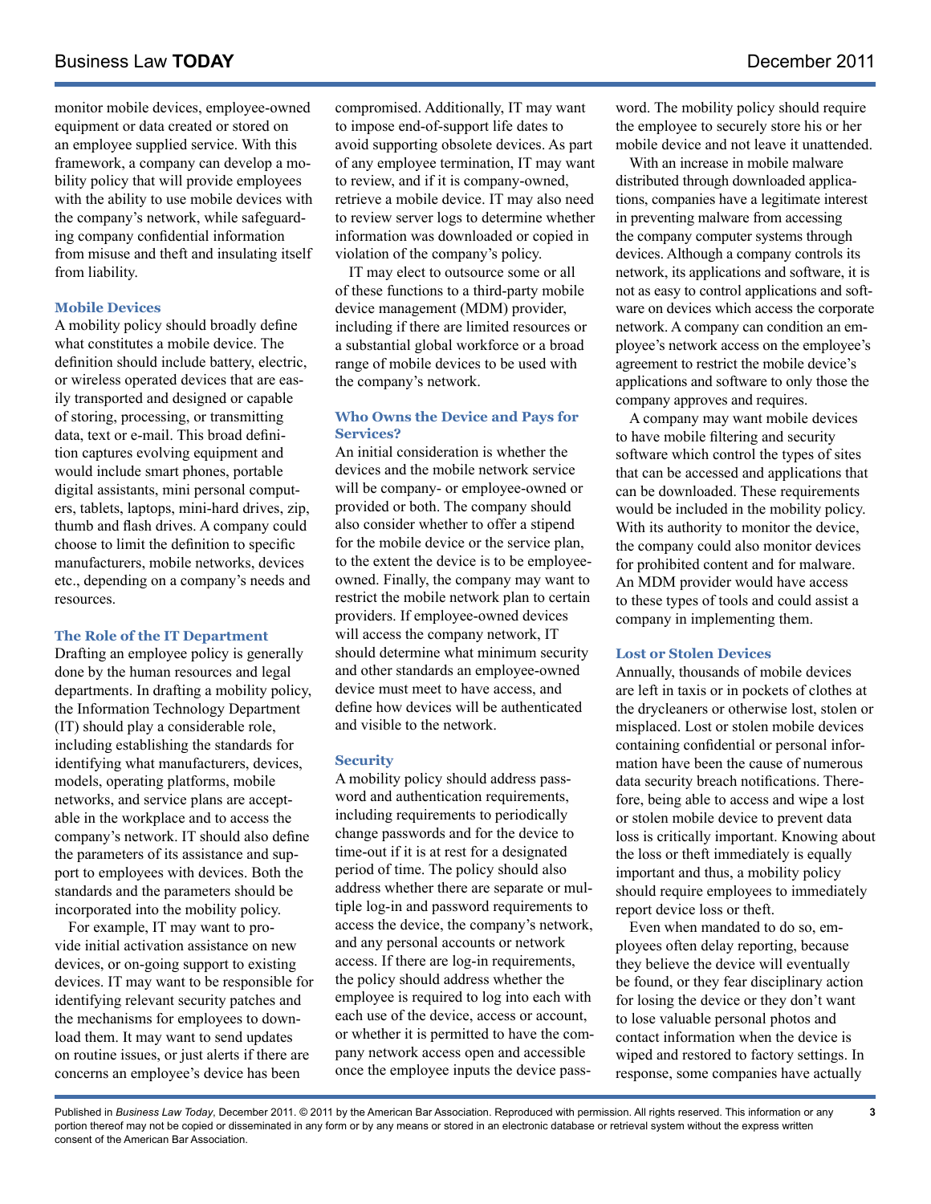monitor mobile devices, employee-owned equipment or data created or stored on an employee supplied service. With this framework, a company can develop a mobility policy that will provide employees with the ability to use mobile devices with the company's network, while safeguarding company confidential information from misuse and theft and insulating itself from liability.

### Mobile Devices

A mobility policy should broadly define what constitutes a mobile device. The definition should include battery, electric, or wireless operated devices that are easily transported and designed or capable of storing, processing, or transmitting data, text or e-mail. This broad definition captures evolving equipment and would include smart phones, portable digital assistants, mini personal computers, tablets, laptops, mini-hard drives, zip, thumb and flash drives. A company could choose to limit the definition to specific manufacturers, mobile networks, devices etc., depending on a company's needs and resources.

### The Role of the IT Department

Drafting an employee policy is generally done by the human resources and legal departments. In drafting a mobility policy, the Information Technology Department (IT) should play a considerable role, including establishing the standards for identifying what manufacturers, devices, models, operating platforms, mobile networks, and service plans are acceptable in the workplace and to access the company's network. IT should also define the parameters of its assistance and support to employees with devices. Both the standards and the parameters should be incorporated into the mobility policy.

For example, IT may want to provide initial activation assistance on new devices, or on-going support to existing devices. IT may want to be responsible for identifying relevant security patches and the mechanisms for employees to download them. It may want to send updates on routine issues, or just alerts if there are concerns an employee's device has been compromised. Additionally, IT may want to impose end-of-support life dates to avoid supporting obsolete devices. As part of any employee termination, IT may want to review, and if it is company-owned, retrieve a mobile device. IT may also need to review server logs to determine whether information was downloaded or copied in violation of the company's policy.

IT may elect to outsource some or all of these functions to a third-party mobile device management (MDM) provider, including if there are limited resources or a substantial global workforce or a broad range of mobile devices to be used with the company's network.

### Who Owns the Device and Pays for Services?

An initial consideration is whether the devices and the mobile network service will be company- or employee-owned or provided or both. The company should also consider whether to offer a stipend for the mobile device or the service plan, to the extent the device is to be employee-owned. Finally, the company may want to restrict the mobile network plan to certain providers. If employee-owned devices will access the company network, IT should determine what minimum security and other standards an employee-owned device must meet to have access, and define how devices will be authenticated and visible to the network.

### Security

A mobility policy should address password and authentication requirements, including requirements to periodically change passwords and for the device to time-out if it is at rest for a designated period of time. The policy should also address whether there are separate or multiple log-in and password requirements to access the device, the company's network, and any personal accounts or network access. If there are log-in requirements, the policy should address whether the employee is required to log into each with each use of the device, access or account, or whether it is permitted to have the company network access open and accessible once the employee inputs the device password. The mobility policy should require the employee to securely store his or her mobile device and not leave it unattended.

With an increase in mobile malware distributed through downloaded applications, companies have a legitimate interest in preventing malware from accessing the company computer systems through devices. Although a company controls its network, its applications and software, it is not as easy to control applications and software on devices which access the corporate network. A company can condition an employee's network access on the employee's agreement to restrict the mobile device's applications and software to only those the company approves and requires.

A company may want mobile devices to have mobile filtering and security software which control the types of sites that can be accessed and applications that can be downloaded. These requirements would be included in the mobility policy. With its authority to monitor the device, the company could also monitor devices for prohibited content and for malware. An MDM provider would have access to these types of tools and could assist a company in implementing them.

### Lost or Stolen Devices

Annually, thousands of mobile devices are left in taxis or in pockets of clothes at the drycleaners or otherwise lost, stolen or misplaced. Lost or stolen mobile devices containing confidential or personal information have been the cause of numerous data security breach notifications. Therefore, being able to access and wipe a lost or stolen mobile device to prevent data loss is critically important. Knowing about the loss or theft immediately is equally important and thus, a mobility policy should require employees to immediately report device loss or theft.

Even when mandated to do so, employees often delay reporting, because they believe the device will eventually be found, or they fear disciplinary action for losing the device or they don't want to lose valuable personal photos and contact information when the device is wiped and restored to factory settings. In response, some companies have actually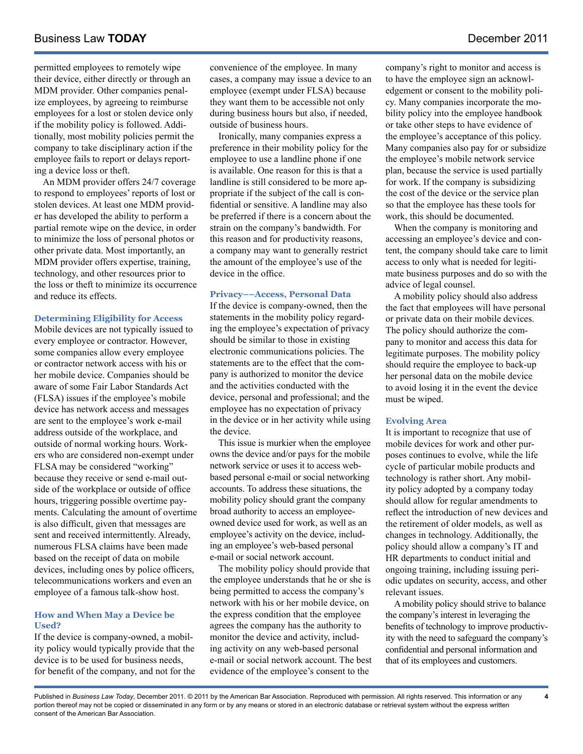permitted employees to remotely wipe their device, either directly or through an MDM provider. Other companies penalize employees, by agreeing to reimburse employees for a lost or stolen device only if the mobility policy is followed. Additionally, most mobility policies permit the company to take disciplinary action if the employee fails to report or delays reporting a device loss or theft.

An MDM provider offers 24/7 coverage to respond to employees' reports of lost or stolen devices. At least one MDM provider has developed the ability to perform a partial remote wipe on the device, in order to minimize the loss of personal photos or other private data. Most importantly, an MDM provider offers expertise, training, technology, and other resources prior to the loss or theft to minimize its occurrence and reduce its effects.

### Determining Eligibility for Access

Mobile devices are not typically issued to every employee or contractor. However, some companies allow every employee or contractor network access with his or her mobile device. Companies should be aware of some Fair Labor Standards Act (FLSA) issues if the employee's mobile device has network access and messages are sent to the employee's work e-mail address outside of the workplace, and outside of normal working hours. Workers who are considered non-exempt under FLSA may be considered "working" because they receive or send e-mail outside of the workplace or outside of office hours, triggering possible overtime payments. Calculating the amount of overtime is also difficult, given that messages are sent and received intermittently. Already, numerous FLSA claims have been made based on the receipt of data on mobile devices, including ones by police officers, telecommunications workers and even an employee of a famous talk-show host.

### How and When May a Device be Used?

If the device is company-owned, a mobility policy would typically provide that the device is to be used for business needs, for benefit of the company, and not for the convenience of the employee. In many cases, a company may issue a device to an employee (exempt under FLSA) because they want them to be accessible not only during business hours but also, if needed, outside of business hours.

Ironically, many companies express a preference in their mobility policy for the employee to use a landline phone if one is available. One reason for this is that a landline is still considered to be more appropriate if the subject of the call is confidential or sensitive. A landline may also be preferred if there is a concern about the strain on the company's bandwidth. For this reason and for productivity reasons, a company may want to generally restrict the amount of the employee's use of the device in the office.

### Privacy––Access, Personal Data

If the device is company-owned, then the statements in the mobility policy regarding the employee's expectation of privacy should be similar to those in existing electronic communications policies. The statements are to the effect that the company is authorized to monitor the device and the activities conducted with the device, personal and professional; and the employee has no expectation of privacy in the device or in her activity while using the device.

This issue is murkier when the employee owns the device and/or pays for the mobile network service or uses it to access web-based personal e-mail or social networking accounts. To address these situations, the mobility policy should grant the company broad authority to access an employee-owned device used for work, as well as an employee's activity on the device, including an employee's web-based personal e-mail or social network account.

The mobility policy should provide that the employee understands that he or she is being permitted to access the company's network with his or her mobile device, on the express condition that the employee agrees the company has the authority to monitor the device and activity, including activity on any web-based personal e-mail or social network account. The best evidence of the employee's consent to the company's right to monitor and access is to have the employee sign an acknowledgement or consent to the mobility policy. Many companies incorporate the mobility policy into the employee handbook or take other steps to have evidence of the employee's acceptance of this policy. Many companies also pay for or subsidize the employee's mobile network service plan, because the service is used partially for work. If the company is subsidizing the cost of the device or the service plan so that the employee has these tools for work, this should be documented.

When the company is monitoring and accessing an employee's device and content, the company should take care to limit access to only what is needed for legitimate business purposes and do so with the advice of legal counsel.

A mobility policy should also address the fact that employees will have personal or private data on their mobile devices. The policy should authorize the company to monitor and access this data for legitimate purposes. The mobility policy should require the employee to back-up her personal data on the mobile device to avoid losing it in the event the device must be wiped.

### Evolving Area

It is important to recognize that use of mobile devices for work and other purposes continues to evolve, while the life cycle of particular mobile products and technology is rather short. Any mobility policy adopted by a company today should allow for regular amendments to reflect the introduction of new devices and the retirement of older models, as well as changes in technology. Additionally, the policy should allow a company's IT and HR departments to conduct initial and ongoing training, including issuing periodic updates on security, access, and other relevant issues.

A mobility policy should strive to balance the company's interest in leveraging the benefits of technology to improve productivity with the need to safeguard the company's confidential and personal information and that of its employees and customers.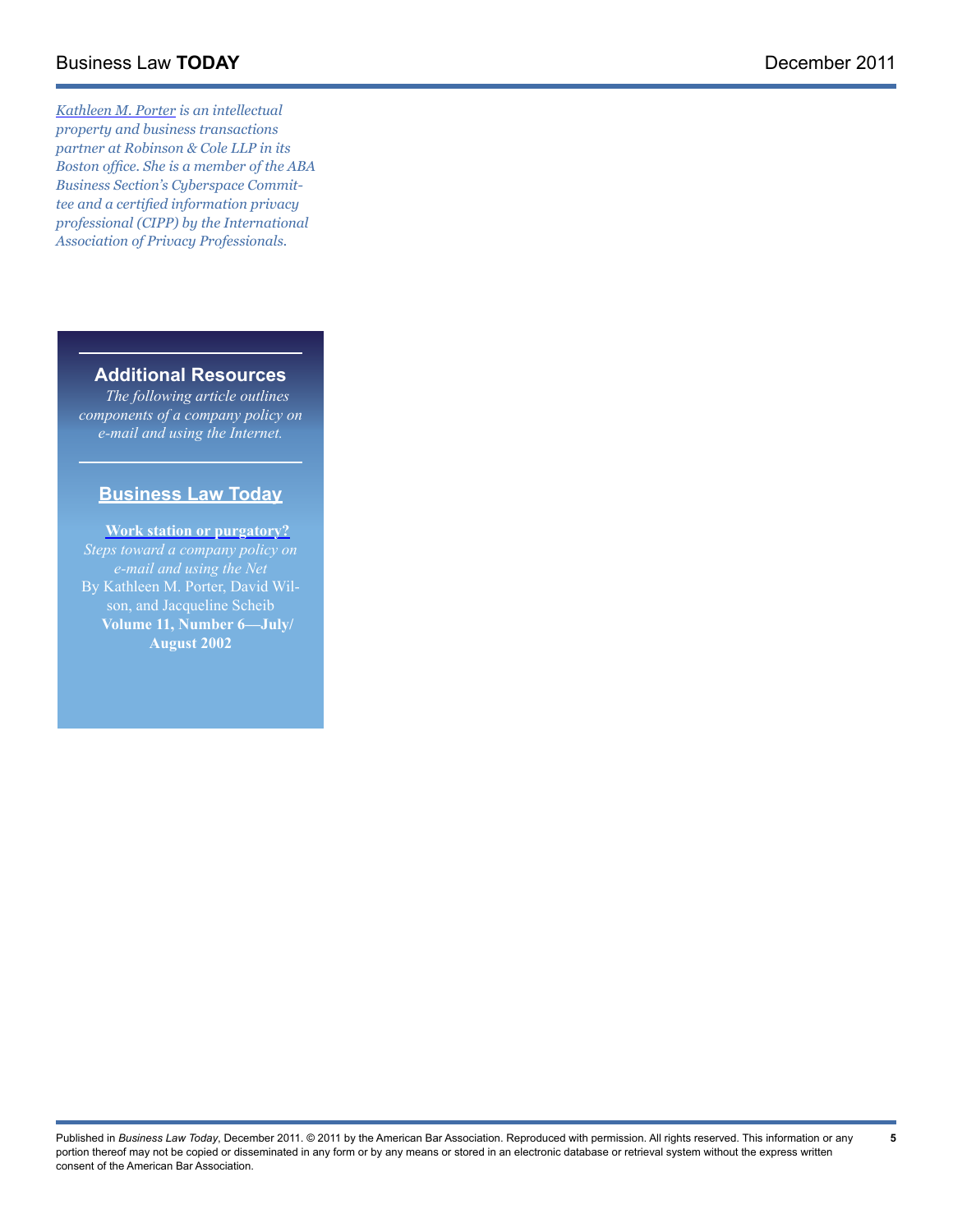*[Kathleen M. Porter](#) is an intellectual property and business transactions partner at Robinson & Cole LLP in its Boston office. She is a member of the ABA Business Section's Cyberspace Committee and a certified information privacy professional (CIPP) by the International Association of Privacy Professionals.*

## Additional Resources

*The following article outlines components of a company policy on e-mail and using the Internet.*

### Business Law Today

**Work station or purgatory?**
*Steps toward a company policy on e-mail and using the Net*
By Kathleen M. Porter, David Wilson, and Jacqueline Scheib
**Volume 11, Number 6—July/August 2002**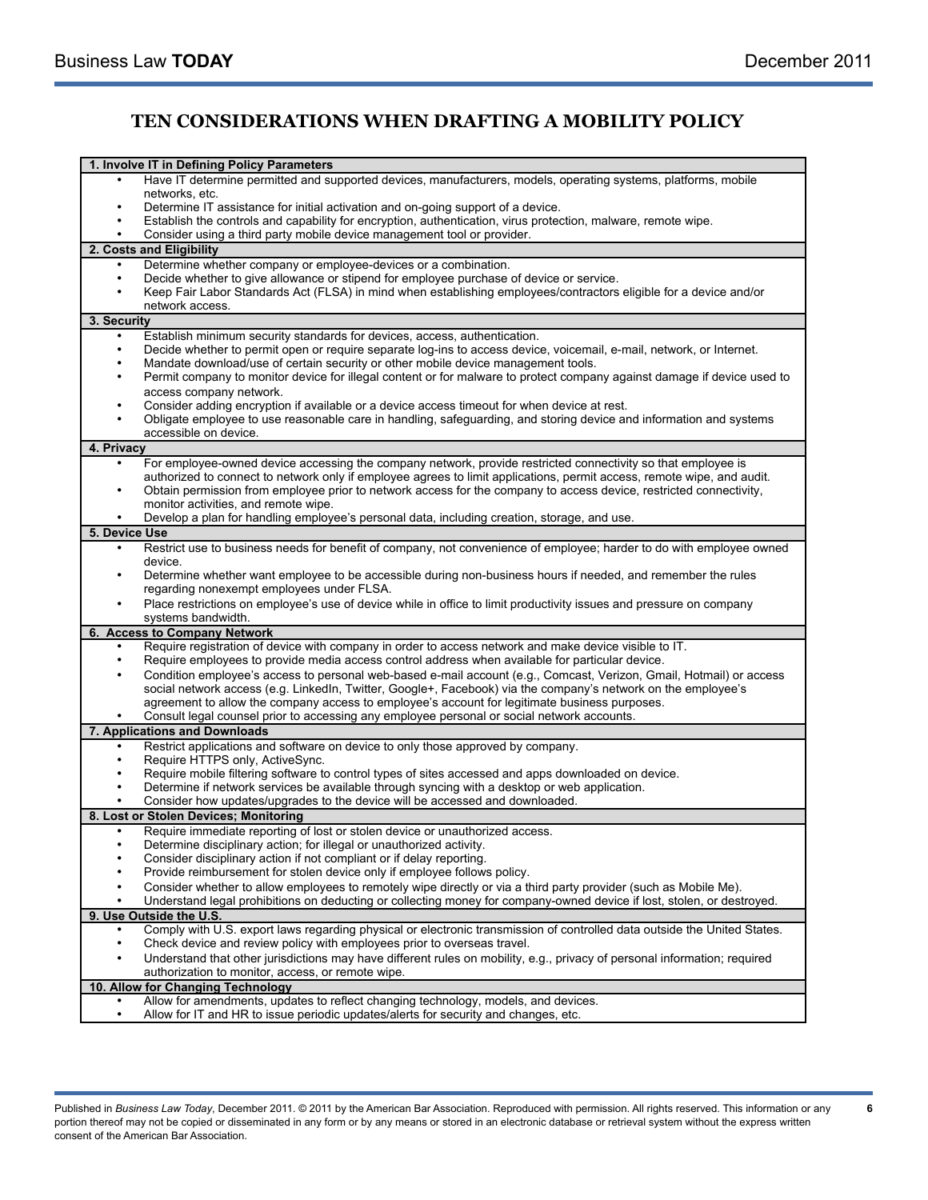## TEN CONSIDERATIONS WHEN DRAFTING A MOBILITY POLICY

**1. Involve IT in Defining Policy Parameters**

- Have IT determine permitted and supported devices, manufacturers, models, operating systems, platforms, mobile networks, etc.
- Determine IT assistance for initial activation and on-going support of a device.
- Establish the controls and capability for encryption, authentication, virus protection, malware, remote wipe.
- Consider using a third party mobile device management tool or provider.

**2. Costs and Eligibility**

- Determine whether company or employee-devices or a combination.
- Decide whether to give allowance or stipend for employee purchase of device or service.
- Keep Fair Labor Standards Act (FLSA) in mind when establishing employees/contractors eligible for a device and/or network access.

**3. Security**

- Establish minimum security standards for devices, access, authentication.
- Decide whether to permit open or require separate log-ins to access device, voicemail, e-mail, network, or Internet.
- Mandate download/use of certain security or other mobile device management tools.
- Permit company to monitor device for illegal content or for malware to protect company against damage if device used to access company network.
- Consider adding encryption if available or a device access timeout for when device at rest.
- Obligate employee to use reasonable care in handling, safeguarding, and storing device and information and systems accessible on device.

**4. Privacy**

- For employee-owned device accessing the company network, provide restricted connectivity so that employee is authorized to connect to network only if employee agrees to limit applications, permit access, remote wipe, and audit.
- Obtain permission from employee prior to network access for the company to access device, restricted connectivity, monitor activities, and remote wipe.
- Develop a plan for handling employee's personal data, including creation, storage, and use.

**5. Device Use**

- Restrict use to business needs for benefit of company, not convenience of employee; harder to do with employee owned device.
- Determine whether want employee to be accessible during non-business hours if needed, and remember the rules regarding nonexempt employees under FLSA.
- Place restrictions on employee's use of device while in office to limit productivity issues and pressure on company systems bandwidth.

**6. Access to Company Network**

- Require registration of device with company in order to access network and make device visible to IT.
- Require employees to provide media access control address when available for particular device.
- Condition employee's access to personal web-based e-mail account (e.g., Comcast, Verizon, Gmail, Hotmail) or access social network access (e.g. LinkedIn, Twitter, Google+, Facebook) via the company's network on the employee's agreement to allow the company access to employee's account for legitimate business purposes.
- Consult legal counsel prior to accessing any employee personal or social network accounts.

**7. Applications and Downloads**

- Restrict applications and software on device to only those approved by company.
- Require HTTPS only, ActiveSync.
- Require mobile filtering software to control types of sites accessed and apps downloaded on device.
- Determine if network services be available through syncing with a desktop or web application.
- Consider how updates/upgrades to the device will be accessed and downloaded.

**8. Lost or Stolen Devices; Monitoring**

- Require immediate reporting of lost or stolen device or unauthorized access.
- Determine disciplinary action; for illegal or unauthorized activity.
- Consider disciplinary action if not compliant or if delay reporting.
- Provide reimbursement for stolen device only if employee follows policy.
- Consider whether to allow employees to remotely wipe directly or via a third party provider (such as Mobile Me).
- Understand legal prohibitions on deducting or collecting money for company-owned device if lost, stolen, or destroyed.

**9. Use Outside the U.S.**

- Comply with U.S. export laws regarding physical or electronic transmission of controlled data outside the United States.
- Check device and review policy with employees prior to overseas travel.
- Understand that other jurisdictions may have different rules on mobility, e.g., privacy of personal information; required authorization to monitor, access, or remote wipe.

**10. Allow for Changing Technology**

- Allow for amendments, updates to reflect changing technology, models, and devices.
- Allow for IT and HR to issue periodic updates/alerts for security and changes, etc.

Published in *Business Law Today*, December 2011. © 2011 by the American Bar Association. Reproduced with permission. All rights reserved. This information or any portion thereof may not be copied or disseminated in any form or by any means or stored in an electronic database or retrieval system without the express written consent of the American Bar Association.